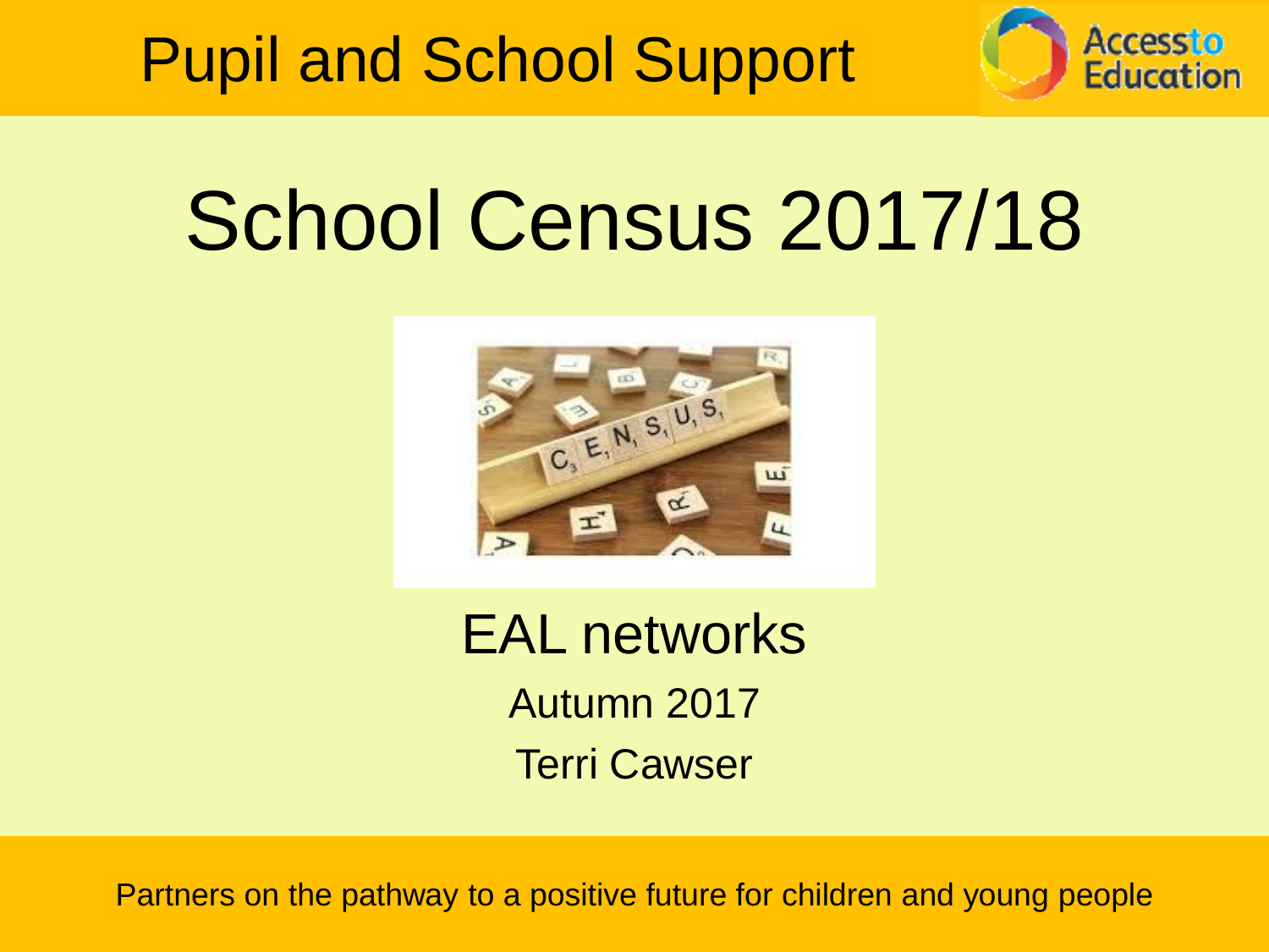Pupil and School Support

Access to Education

# School Census 2017/18

## EAL networks

Autumn 2017

Terri Cawser

Partners on the pathway to a positive future for children and young people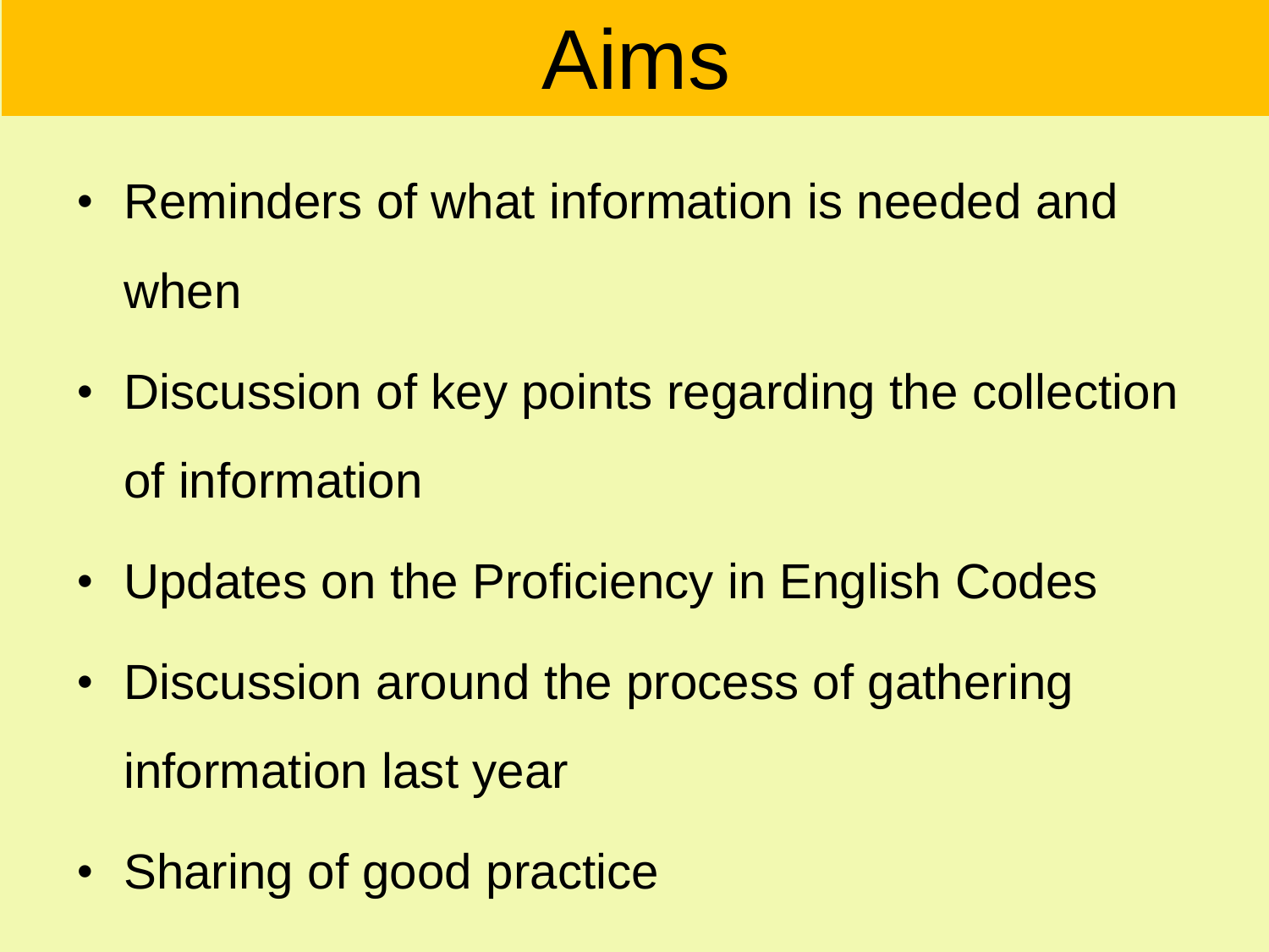# Aims

- Reminders of what information is needed and when
- Discussion of key points regarding the collection of information
- Updates on the Proficiency in English Codes
- Discussion around the process of gathering information last year
- Sharing of good practice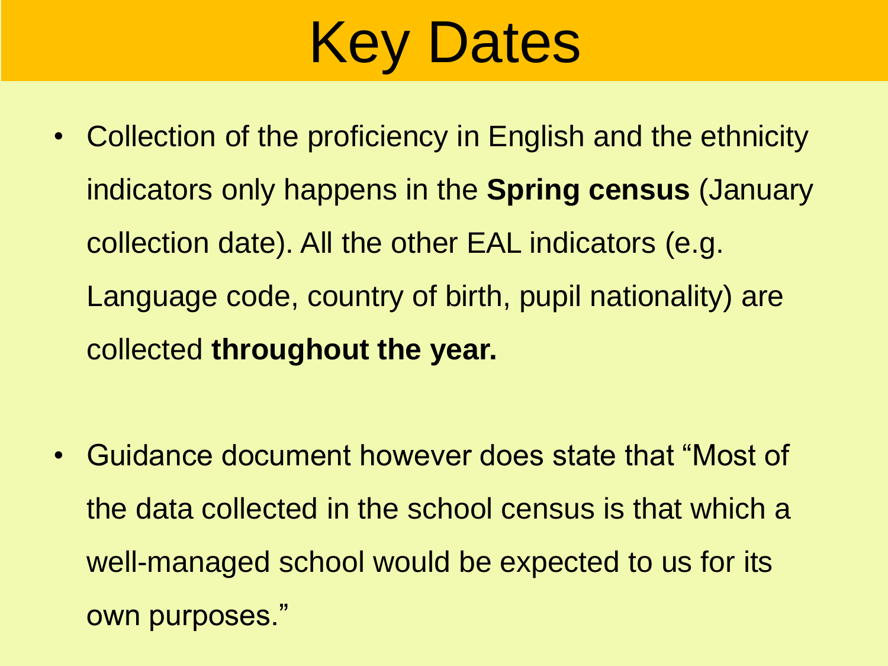# Key Dates

- Collection of the proficiency in English and the ethnicity indicators only happens in the **Spring census** (January collection date). All the other EAL indicators (e.g. Language code, country of birth, pupil nationality) are collected **throughout the year.**

- Guidance document however does state that "Most of the data collected in the school census is that which a well-managed school would be expected to us for its own purposes."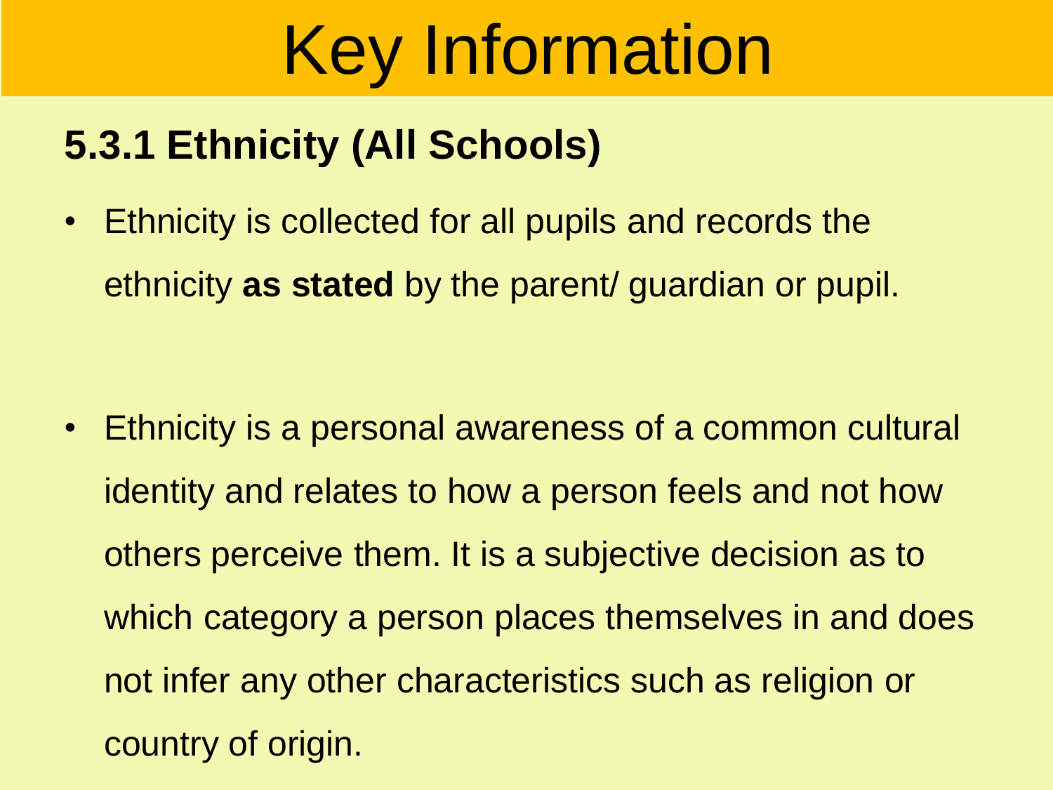# Key Information

## 5.3.1 Ethnicity (All Schools)

- Ethnicity is collected for all pupils and records the ethnicity **as stated** by the parent/ guardian or pupil.

- Ethnicity is a personal awareness of a common cultural identity and relates to how a person feels and not how others perceive them. It is a subjective decision as to which category a person places themselves in and does not infer any other characteristics such as religion or country of origin.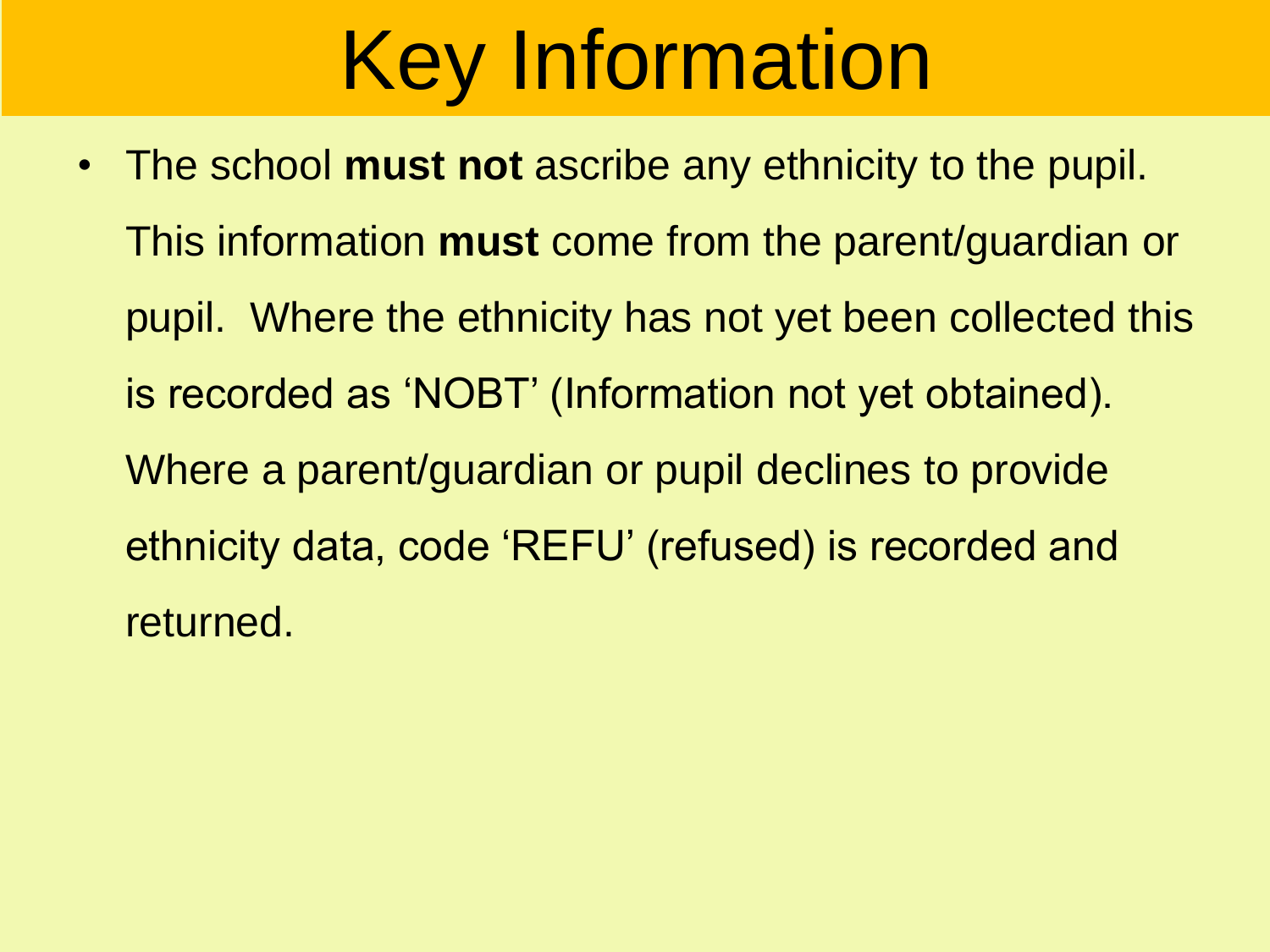# Key Information

- The school **must not** ascribe any ethnicity to the pupil. This information **must** come from the parent/guardian or pupil. Where the ethnicity has not yet been collected this is recorded as 'NOBT' (Information not yet obtained). Where a parent/guardian or pupil declines to provide ethnicity data, code 'REFU' (refused) is recorded and returned.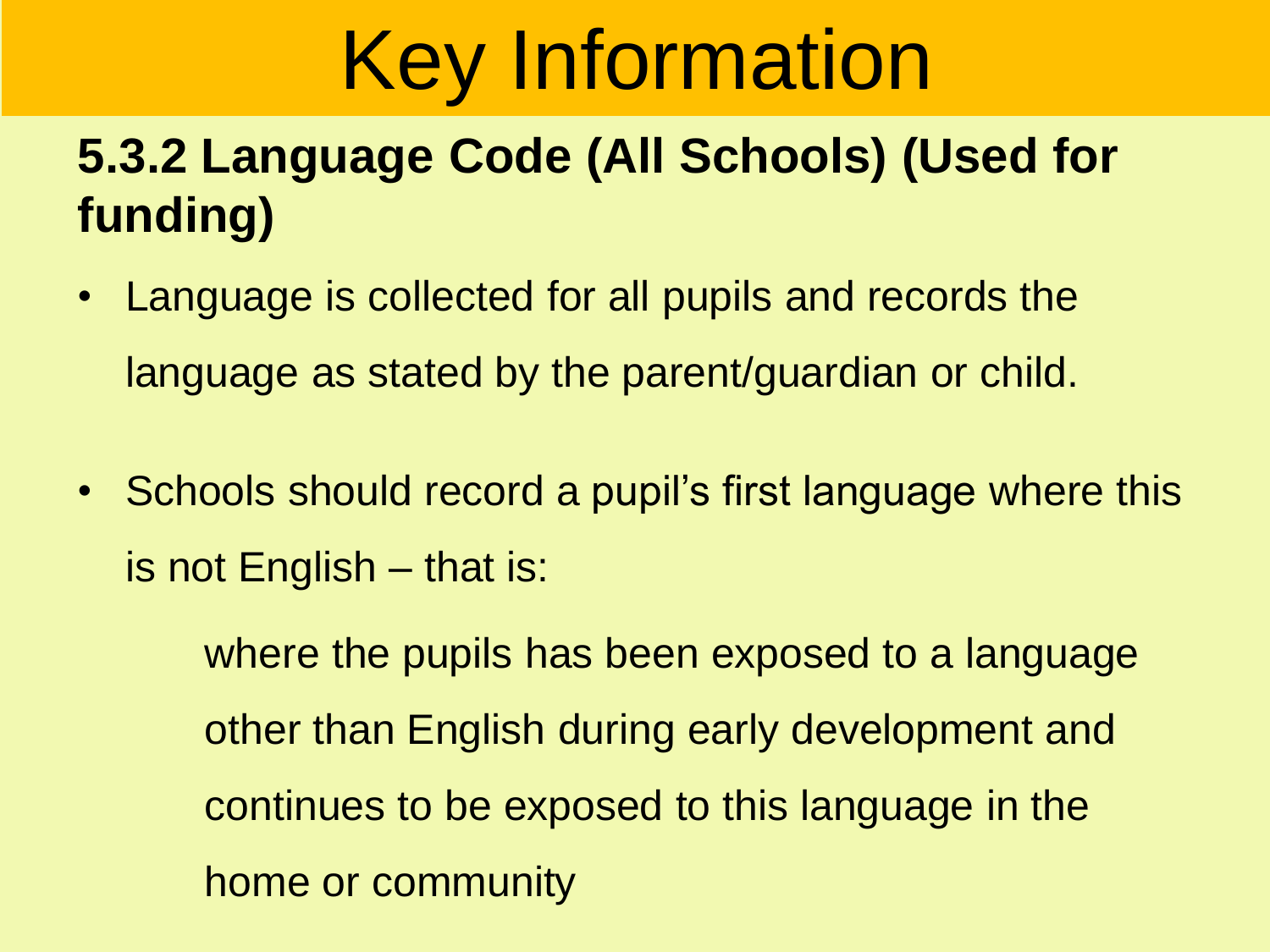# Key Information

## 5.3.2 Language Code (All Schools) (Used for funding)

- Language is collected for all pupils and records the language as stated by the parent/guardian or child.
- Schools should record a pupil's first language where this is not English – that is:

  where the pupils has been exposed to a language other than English during early development and continues to be exposed to this language in the home or community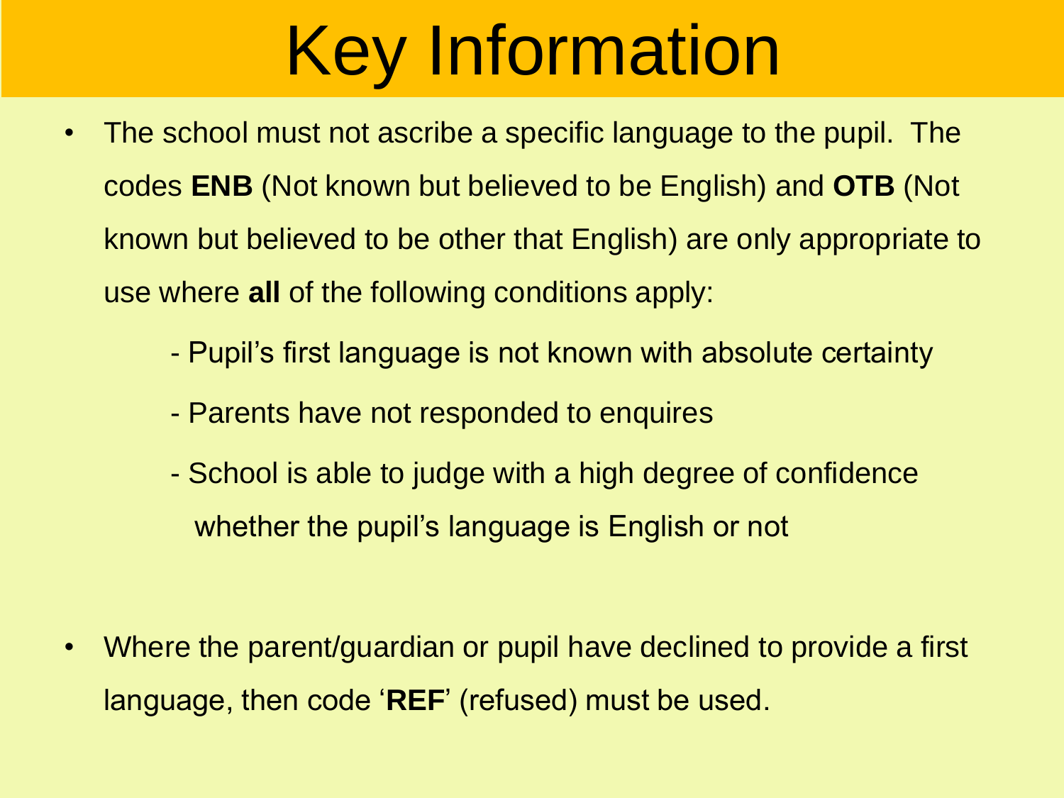# Key Information

- The school must not ascribe a specific language to the pupil. The codes **ENB** (Not known but believed to be English) and **OTB** (Not known but believed to be other that English) are only appropriate to use where **all** of the following conditions apply:
  - Pupil's first language is not known with absolute certainty
  - Parents have not responded to enquires
  - School is able to judge with a high degree of confidence whether the pupil's language is English or not

- Where the parent/guardian or pupil have declined to provide a first language, then code '**REF**' (refused) must be used.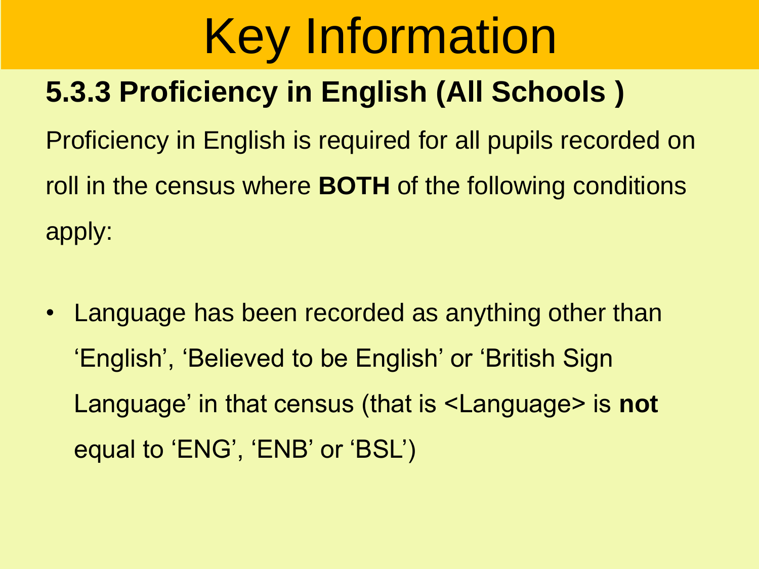# Key Information

## 5.3.3 Proficiency in English (All Schools )

Proficiency in English is required for all pupils recorded on roll in the census where **BOTH** of the following conditions apply:

- Language has been recorded as anything other than 'English', 'Believed to be English' or 'British Sign Language' in that census (that is <Language> is **not** equal to 'ENG', 'ENB' or 'BSL')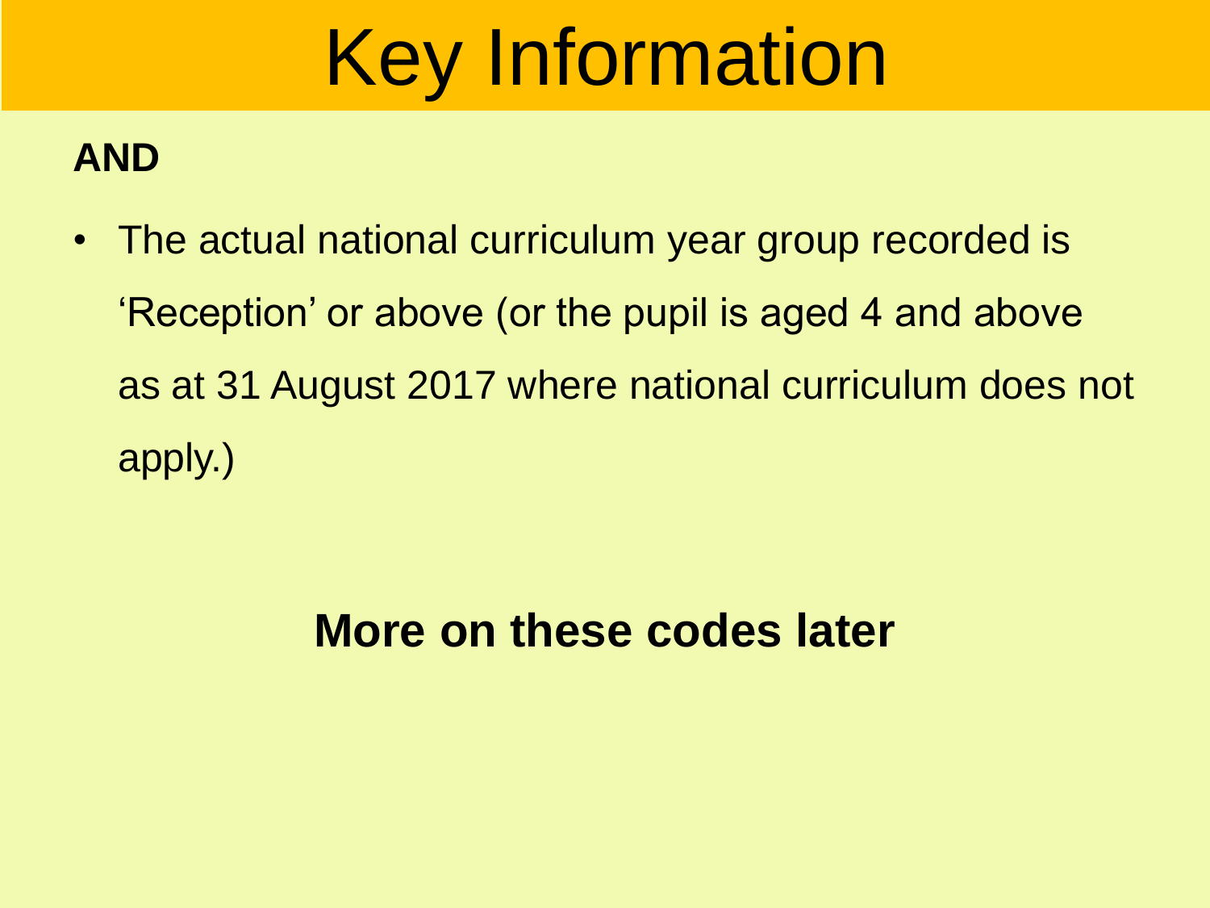# Key Information

**AND**

- The actual national curriculum year group recorded is 'Reception' or above (or the pupil is aged 4 and above as at 31 August 2017 where national curriculum does not apply.)

**More on these codes later**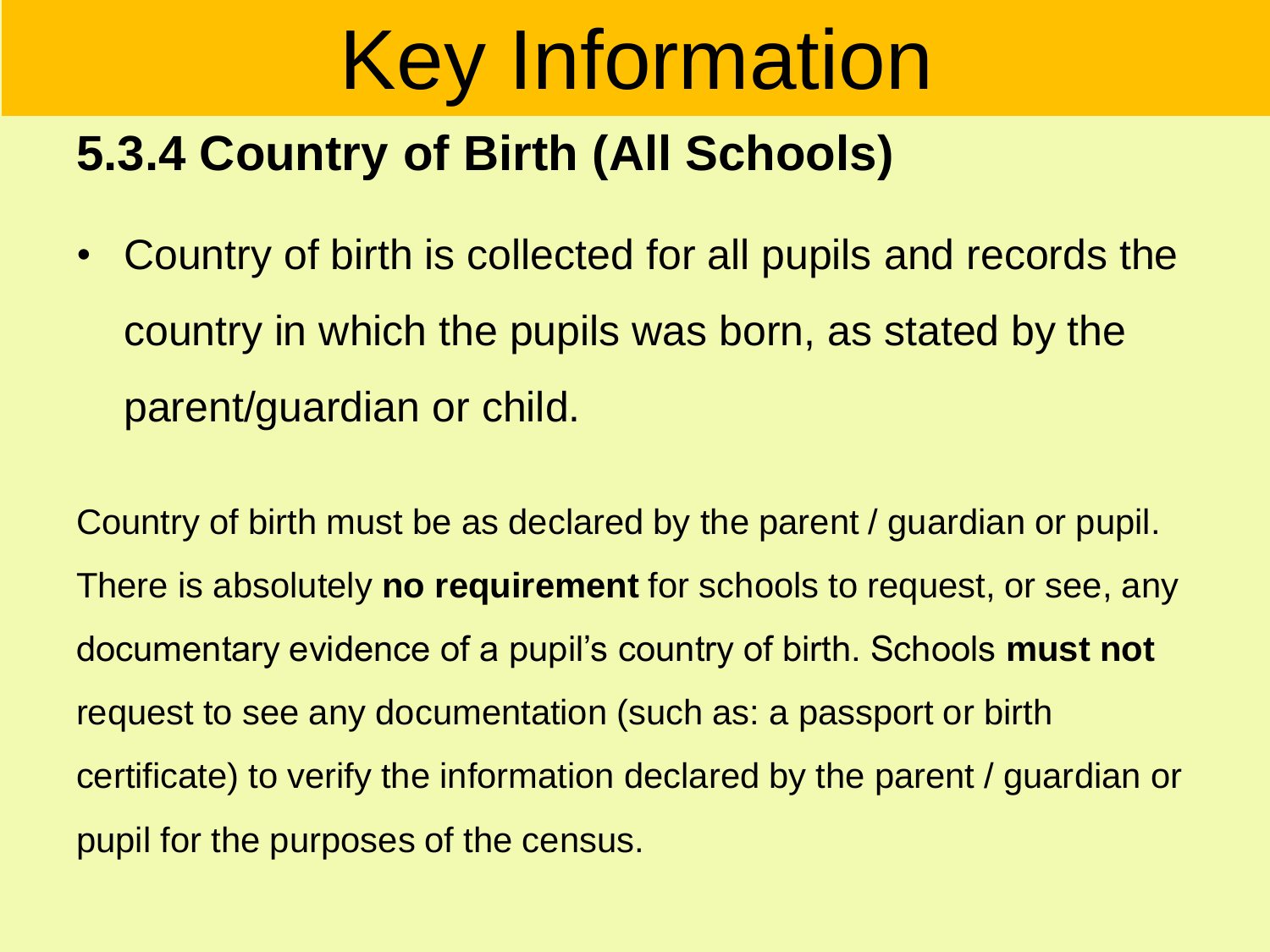# Key Information

## 5.3.4 Country of Birth (All Schools)

- Country of birth is collected for all pupils and records the country in which the pupils was born, as stated by the parent/guardian or child.

Country of birth must be as declared by the parent / guardian or pupil. There is absolutely **no requirement** for schools to request, or see, any documentary evidence of a pupil's country of birth. Schools **must not** request to see any documentation (such as: a passport or birth certificate) to verify the information declared by the parent / guardian or pupil for the purposes of the census.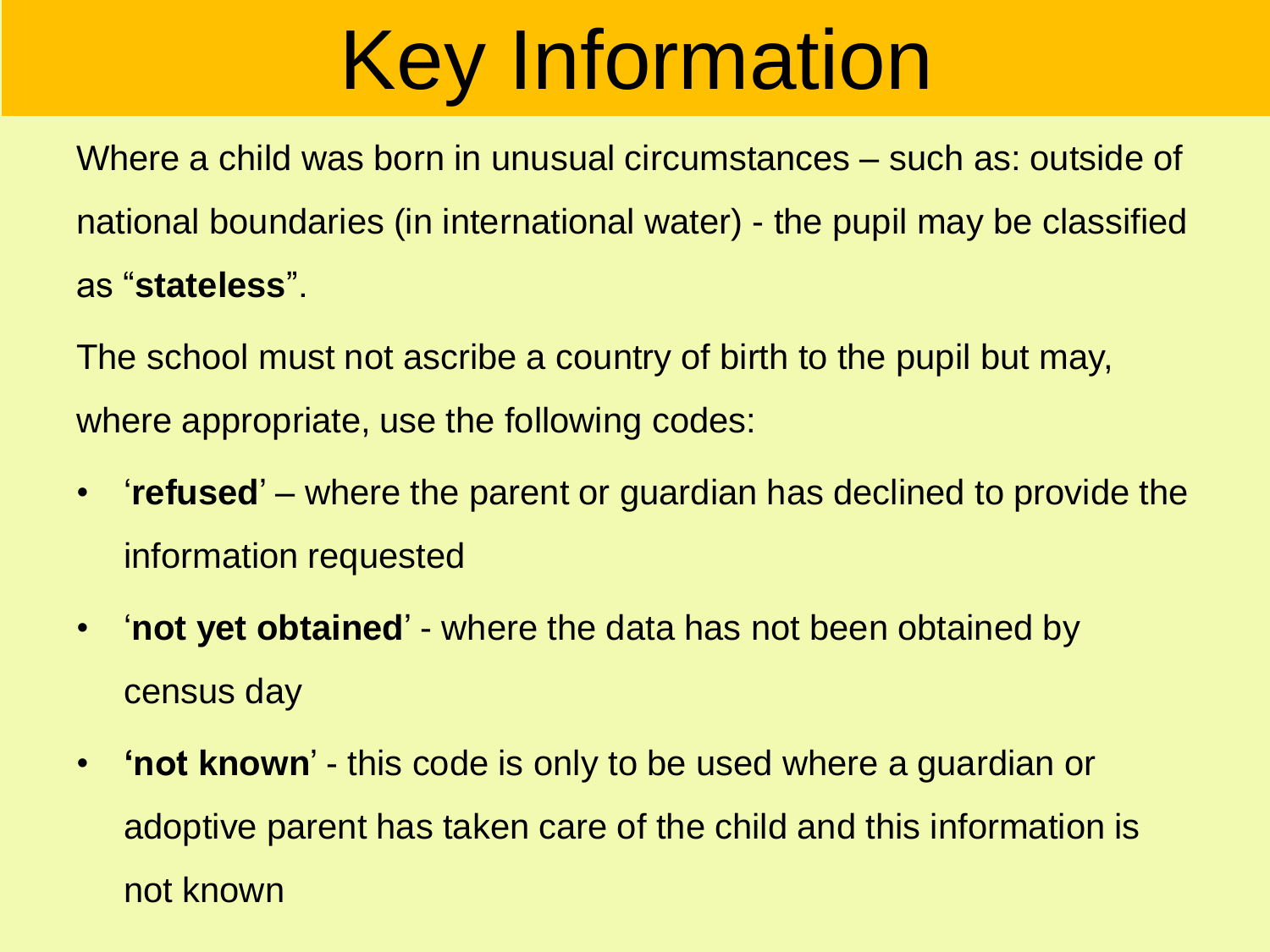# Key Information

Where a child was born in unusual circumstances – such as: outside of national boundaries (in international water) - the pupil may be classified as "**stateless**".

The school must not ascribe a country of birth to the pupil but may, where appropriate, use the following codes:

- '**refused**' – where the parent or guardian has declined to provide the information requested
- '**not yet obtained**' - where the data has not been obtained by census day
- **'not known**' - this code is only to be used where a guardian or adoptive parent has taken care of the child and this information is not known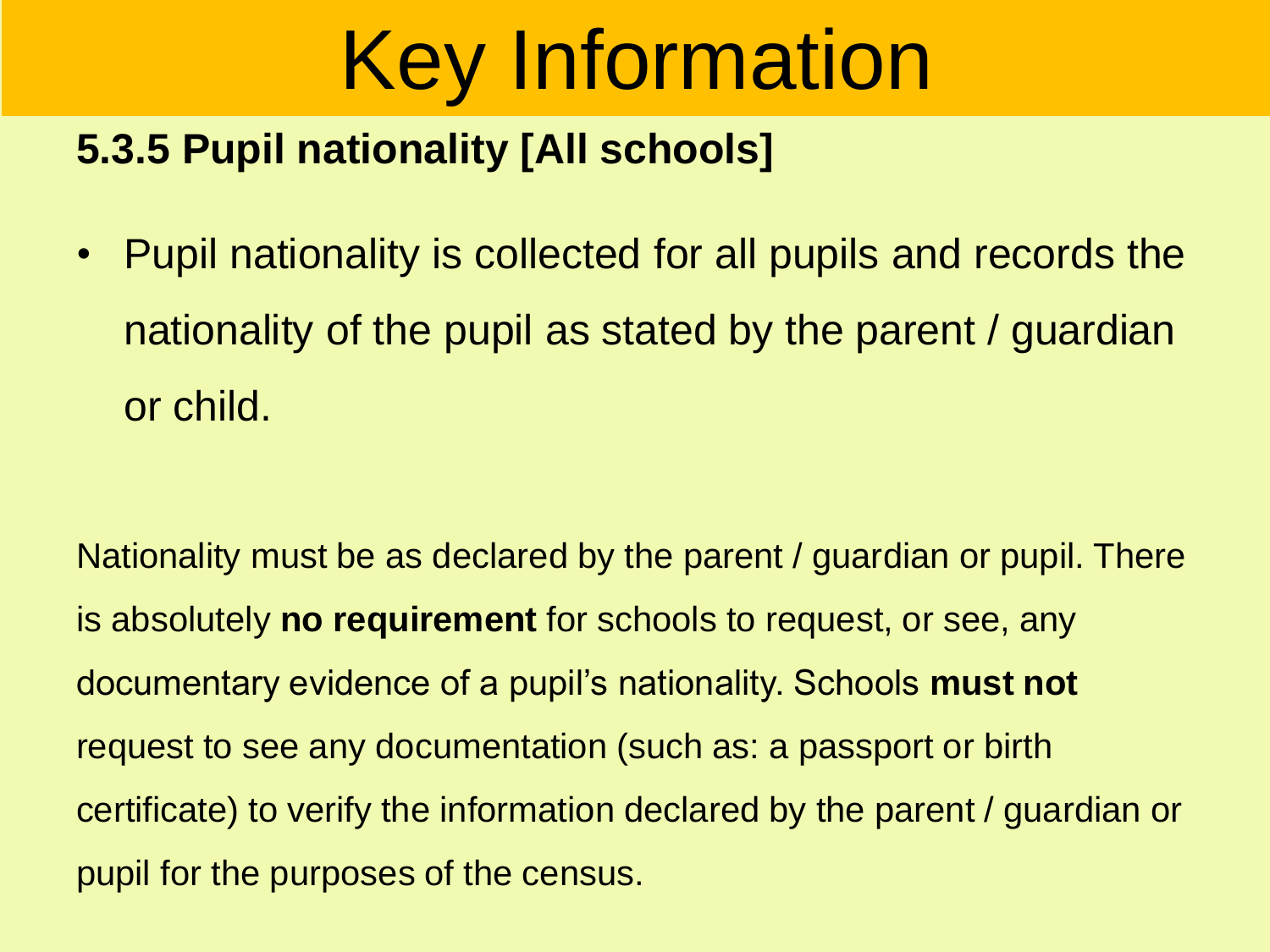# Key Information

## 5.3.5 Pupil nationality [All schools]

- Pupil nationality is collected for all pupils and records the nationality of the pupil as stated by the parent / guardian or child.

Nationality must be as declared by the parent / guardian or pupil. There is absolutely **no requirement** for schools to request, or see, any documentary evidence of a pupil's nationality. Schools **must not** request to see any documentation (such as: a passport or birth certificate) to verify the information declared by the parent / guardian or pupil for the purposes of the census.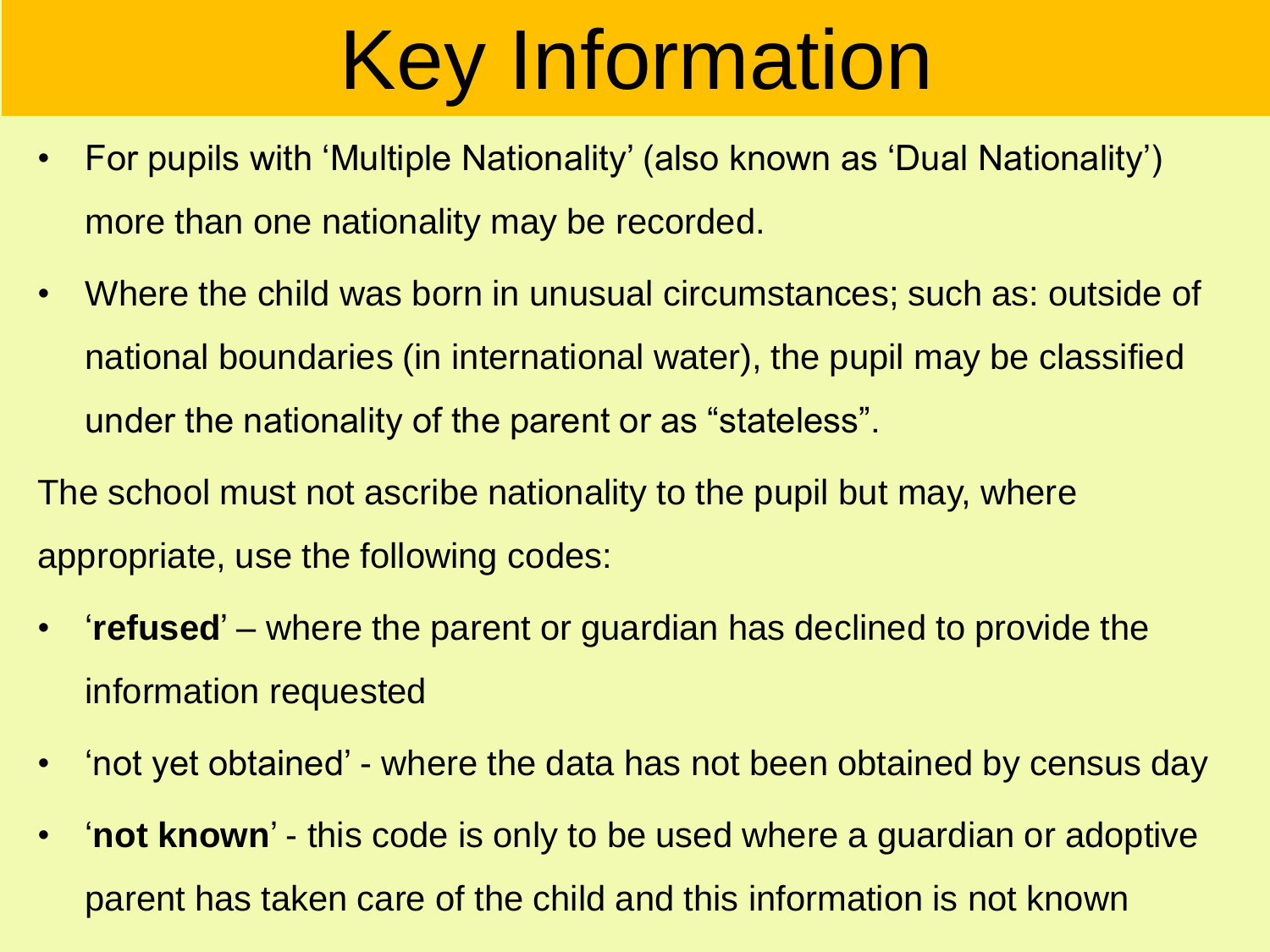# Key Information

- For pupils with 'Multiple Nationality' (also known as 'Dual Nationality') more than one nationality may be recorded.
- Where the child was born in unusual circumstances; such as: outside of national boundaries (in international water), the pupil may be classified under the nationality of the parent or as "stateless".

The school must not ascribe nationality to the pupil but may, where appropriate, use the following codes:

- '**refused**' – where the parent or guardian has declined to provide the information requested
- 'not yet obtained' - where the data has not been obtained by census day
- '**not known**' - this code is only to be used where a guardian or adoptive parent has taken care of the child and this information is not known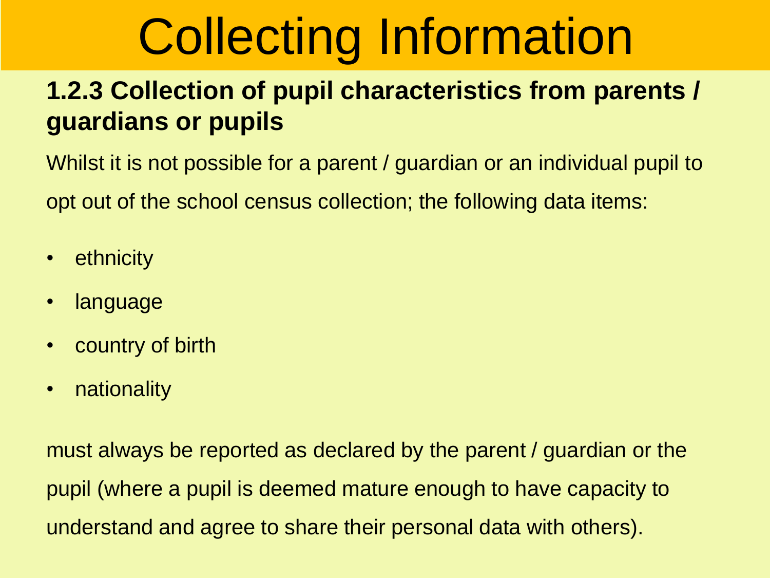# Collecting Information

## 1.2.3 Collection of pupil characteristics from parents / guardians or pupils

Whilst it is not possible for a parent / guardian or an individual pupil to opt out of the school census collection; the following data items:

- ethnicity
- language
- country of birth
- nationality

must always be reported as declared by the parent / guardian or the pupil (where a pupil is deemed mature enough to have capacity to understand and agree to share their personal data with others).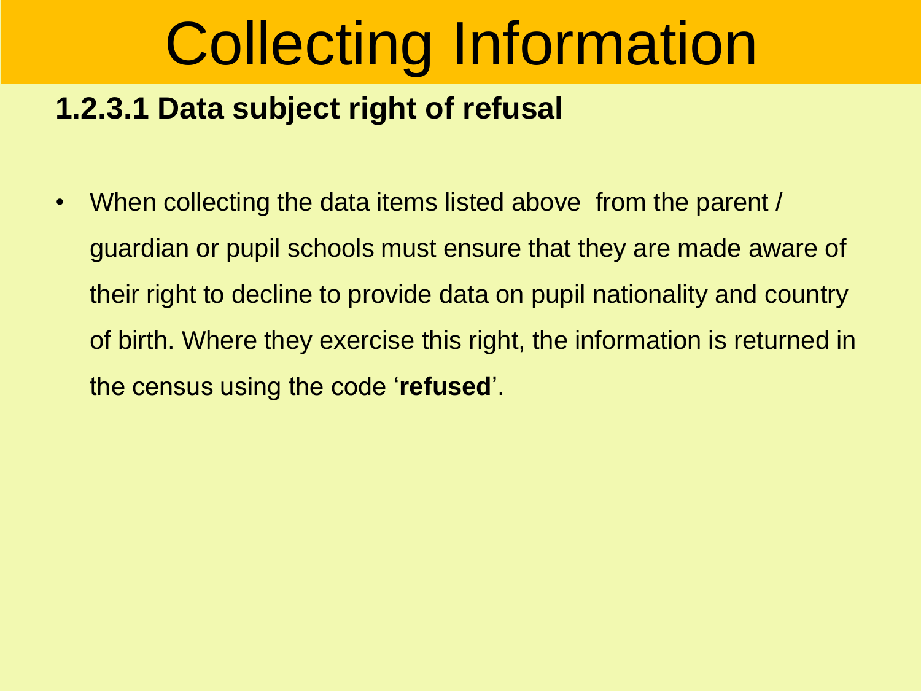# Collecting Information

### 1.2.3.1 Data subject right of refusal

- When collecting the data items listed above from the parent / guardian or pupil schools must ensure that they are made aware of their right to decline to provide data on pupil nationality and country of birth. Where they exercise this right, the information is returned in the census using the code '**refused**'.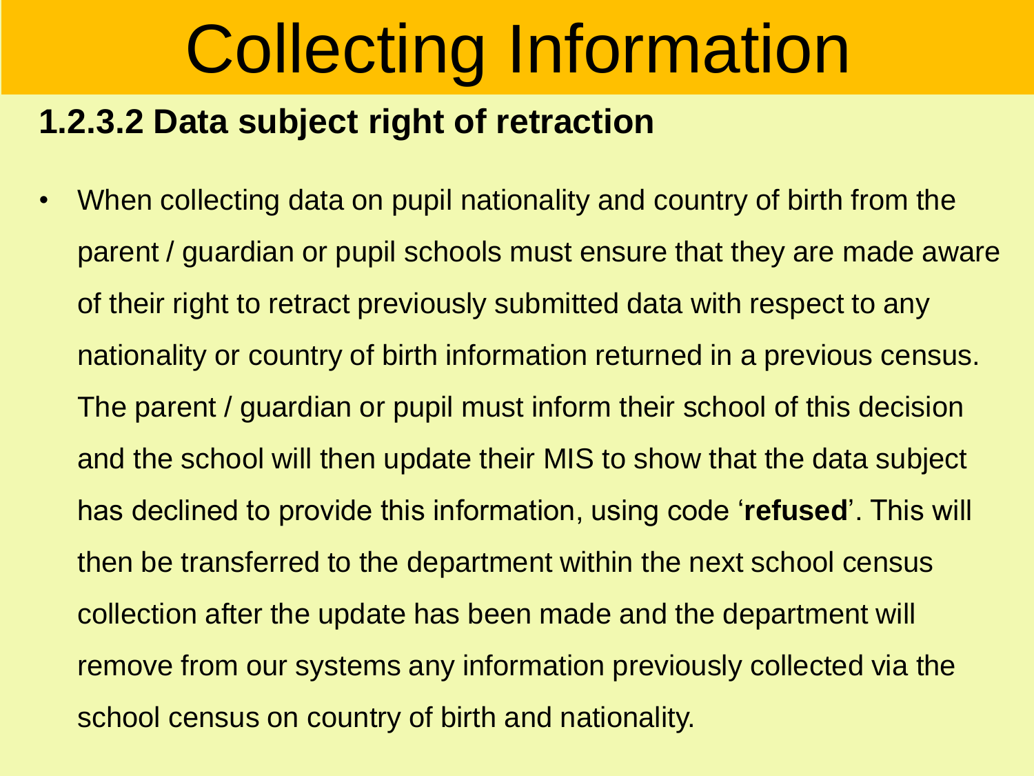# Collecting Information

## 1.2.3.2 Data subject right of retraction

- When collecting data on pupil nationality and country of birth from the parent / guardian or pupil schools must ensure that they are made aware of their right to retract previously submitted data with respect to any nationality or country of birth information returned in a previous census. The parent / guardian or pupil must inform their school of this decision and the school will then update their MIS to show that the data subject has declined to provide this information, using code '**refused**'. This will then be transferred to the department within the next school census collection after the update has been made and the department will remove from our systems any information previously collected via the school census on country of birth and nationality.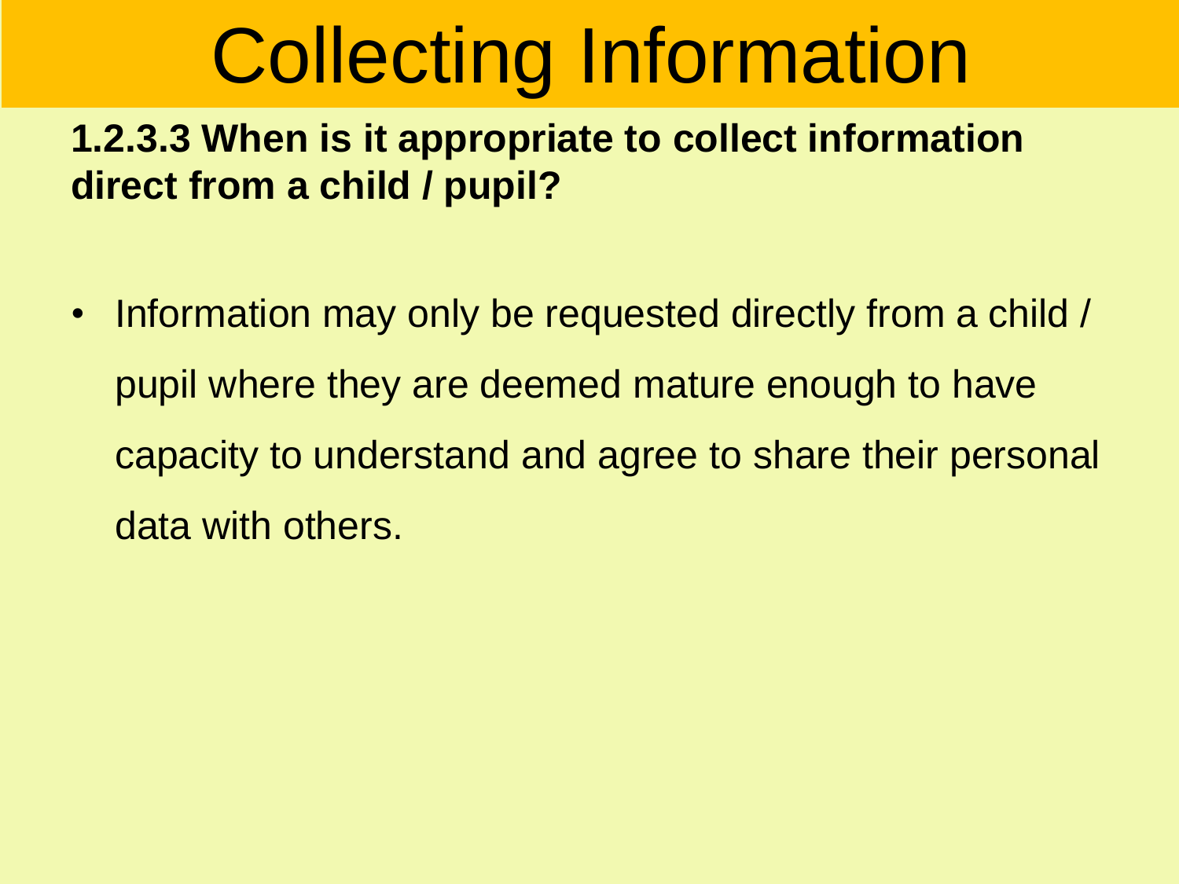# Collecting Information

**1.2.3.3 When is it appropriate to collect information direct from a child / pupil?**

- Information may only be requested directly from a child / pupil where they are deemed mature enough to have capacity to understand and agree to share their personal data with others.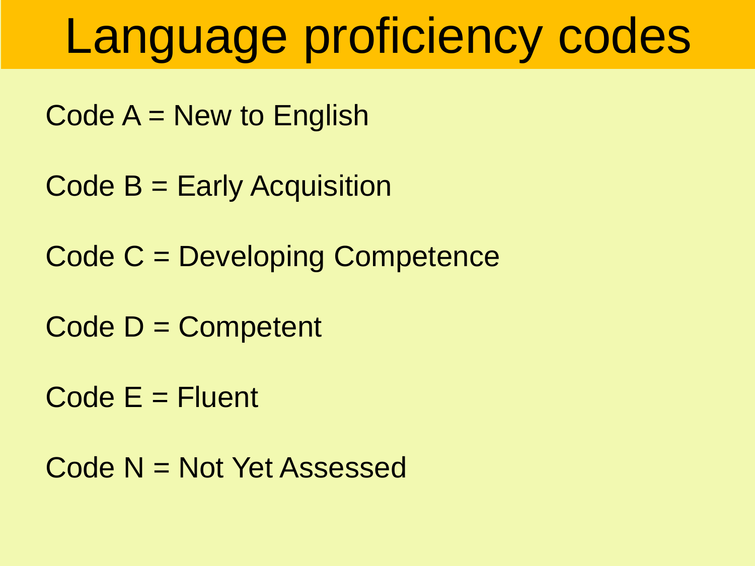# Language proficiency codes

Code A = New to English

Code B = Early Acquisition

Code C = Developing Competence

Code D = Competent

Code E = Fluent

Code N = Not Yet Assessed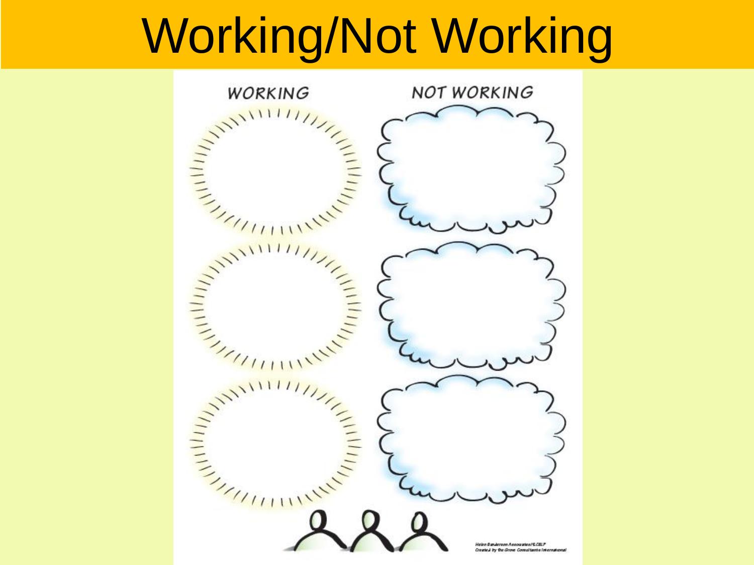# Working/Not Working

WORKING

NOT WORKING

Helen Sanderson Associates/ELCSLP
Created by the Grove Consultants International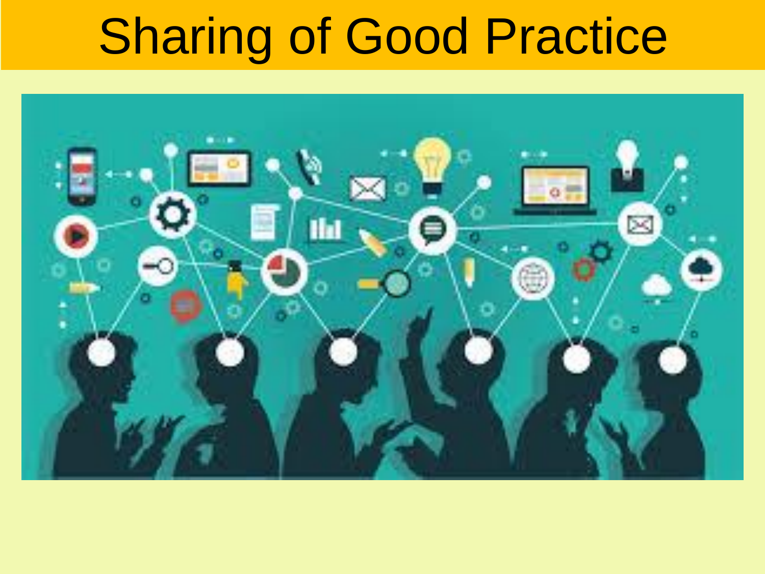# Sharing of Good Practice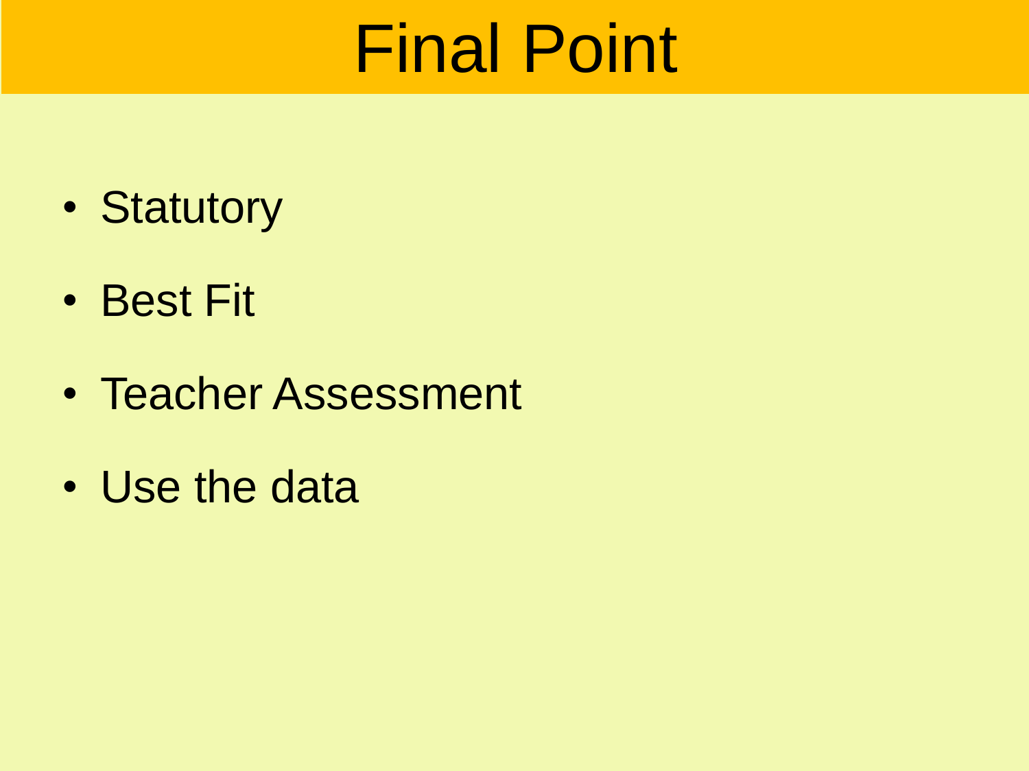# Final Point

- Statutory
- Best Fit
- Teacher Assessment
- Use the data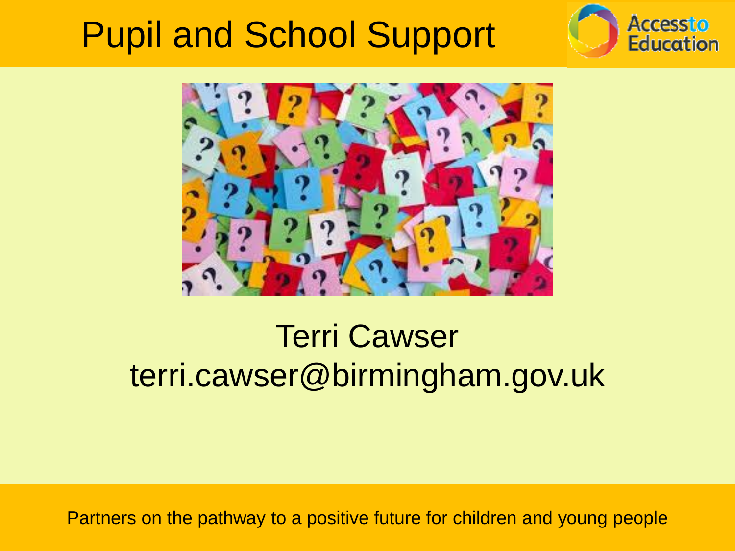# Pupil and School Support

Terri Cawser
terri.cawser@birmingham.gov.uk

Partners on the pathway to a positive future for children and young people